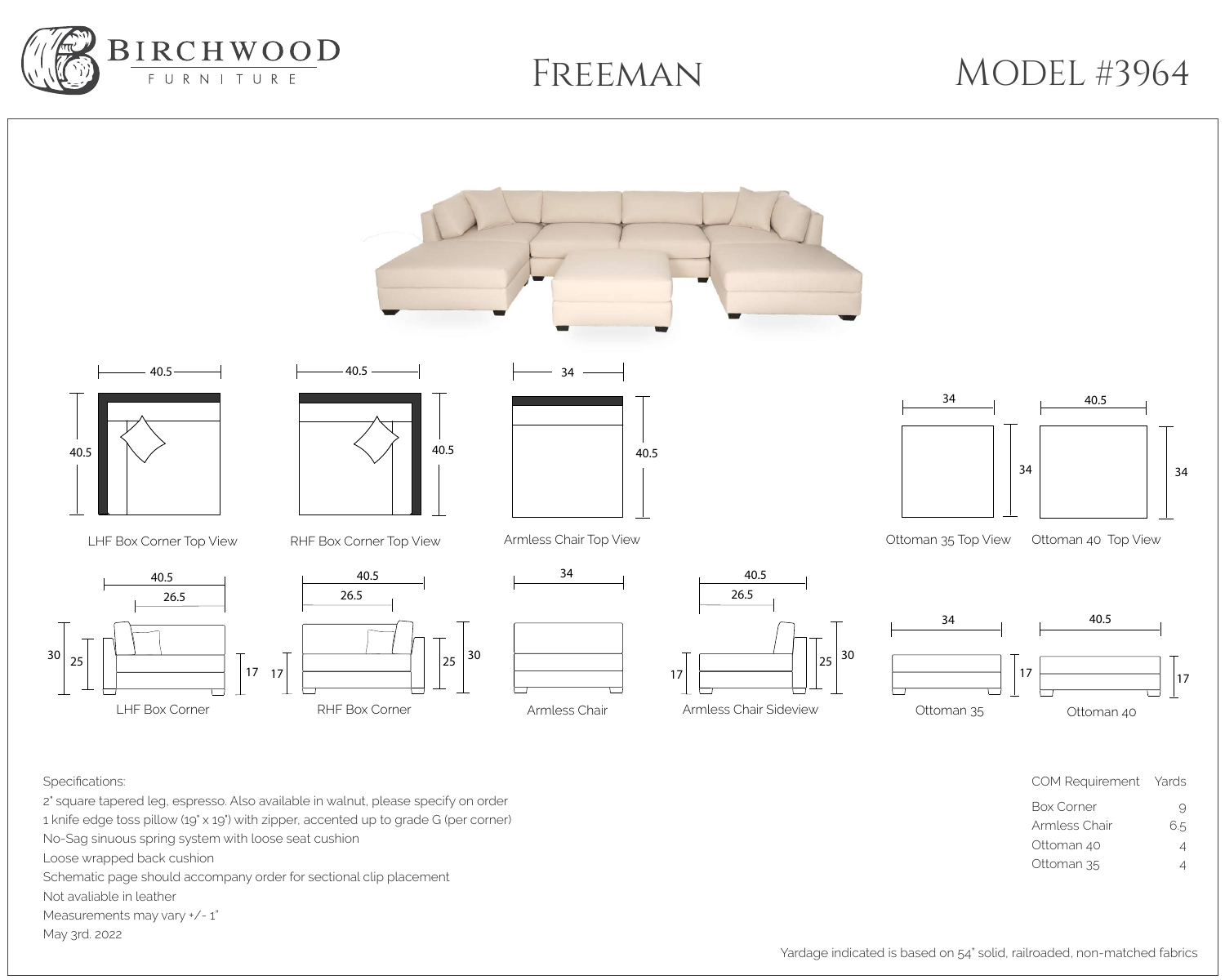# BIRCHWOOD FURNITURE

# Freeman

# Model #3964

LHF Box Corner Top View — 40.5 × 40.5

RHF Box Corner Top View — 40.5 × 40.5

Armless Chair Top View — 34 × 40.5

Ottoman 35 Top View — 34 × 34

Ottoman 40 Top View — 40.5 × 34

LHF Box Corner — 40.5 / 26.5; 30, 25, 17

RHF Box Corner — 40.5 / 26.5; 17, 25, 30

Armless Chair — 34

Armless Chair Sideview — 40.5 / 26.5; 17, 25, 30

Ottoman 35 — 34; 17

Ottoman 40 — 40.5; 17

Specifications:

2" square tapered leg, espresso. Also available in walnut, please specify on order
1 knife edge toss pillow (19" x 19") with zipper, accented up to grade G (per corner)
No-Sag sinuous spring system with loose seat cushion
Loose wrapped back cushion
Schematic page should accompany order for sectional clip placement
Not avaliable in leather
Measurements may vary +/- 1"
May 3rd. 2022

| COM Requirement | Yards |
|---|---|
| Box Corner | 9 |
| Armless Chair | 6.5 |
| Ottoman 40 | 4 |
| Ottoman 35 | 4 |

Yardage indicated is based on 54" solid, railroaded, non-matched fabrics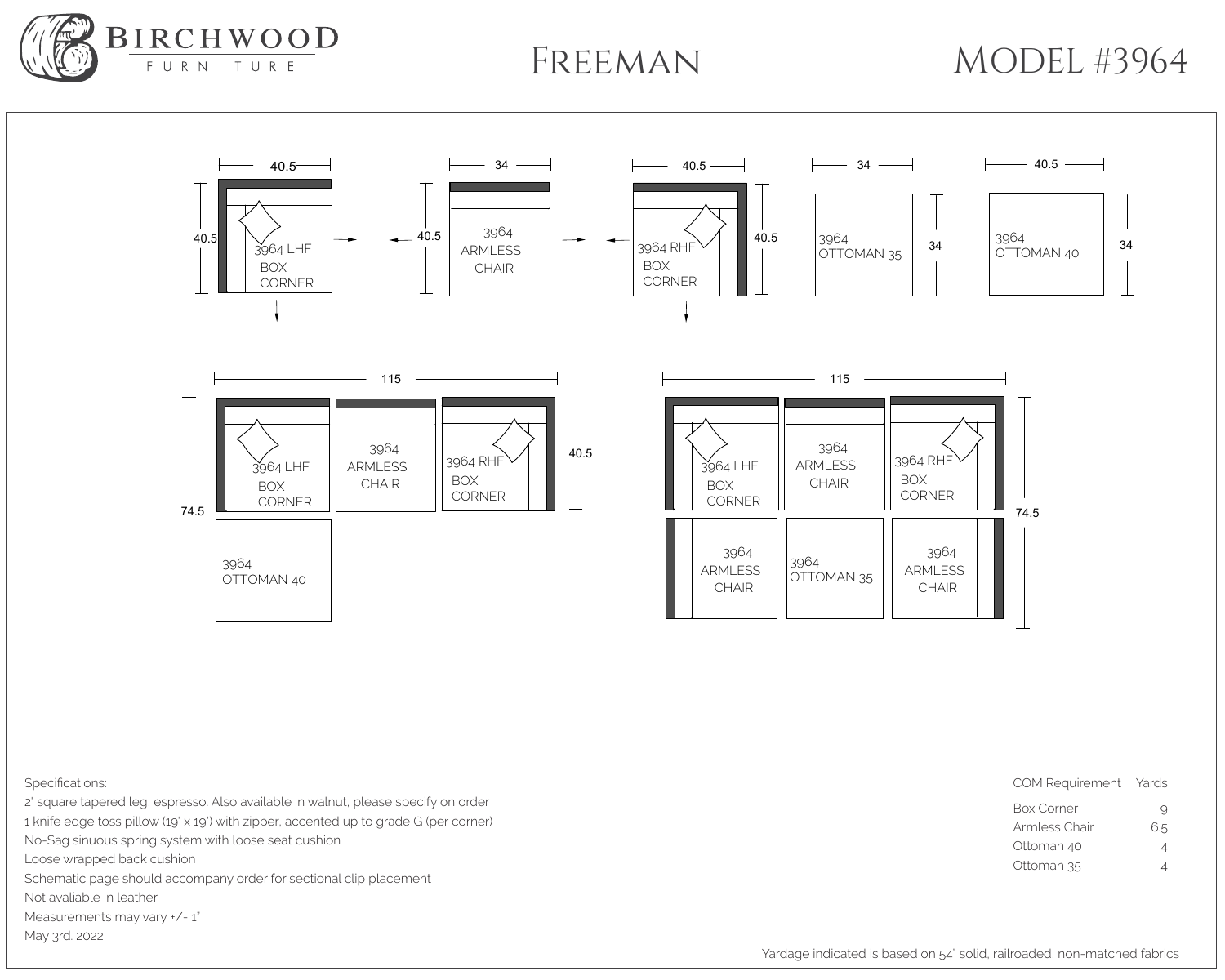# BIRCHWOOD FURNITURE

# Freeman

# Model #3964

40.5
40.5
3964 LHF
BOX
CORNER

34
40.5
3964
ARMLESS
CHAIR

40.5
40.5
3964 RHF
BOX
CORNER

34
34
3964
OTTOMAN 35

40.5
34
3964
OTTOMAN 40

115
74.5
40.5
3964 LHF
BOX
CORNER
3964
ARMLESS
CHAIR
3964 RHF
BOX
CORNER
3964
OTTOMAN 40

115
74.5
3964 LHF
BOX
CORNER
3964
ARMLESS
CHAIR
3964 RHF
BOX
CORNER
3964
ARMLESS
CHAIR
3964
OTTOMAN 35
3964
ARMLESS
CHAIR

Specifications:

2" square tapered leg, espresso. Also available in walnut, please specify on order

1 knife edge toss pillow (19" x 19") with zipper, accented up to grade G (per corner)

No-Sag sinuous spring system with loose seat cushion

Loose wrapped back cushion

Schematic page should accompany order for sectional clip placement

Not avaliable in leather

Measurements may vary +/- 1"

May 3rd. 2022

| COM Requirement | Yards |
|---|---|
| Box Corner | 9 |
| Armless Chair | 6.5 |
| Ottoman 40 | 4 |
| Ottoman 35 | 4 |

Yardage indicated is based on 54" solid, railroaded, non-matched fabrics